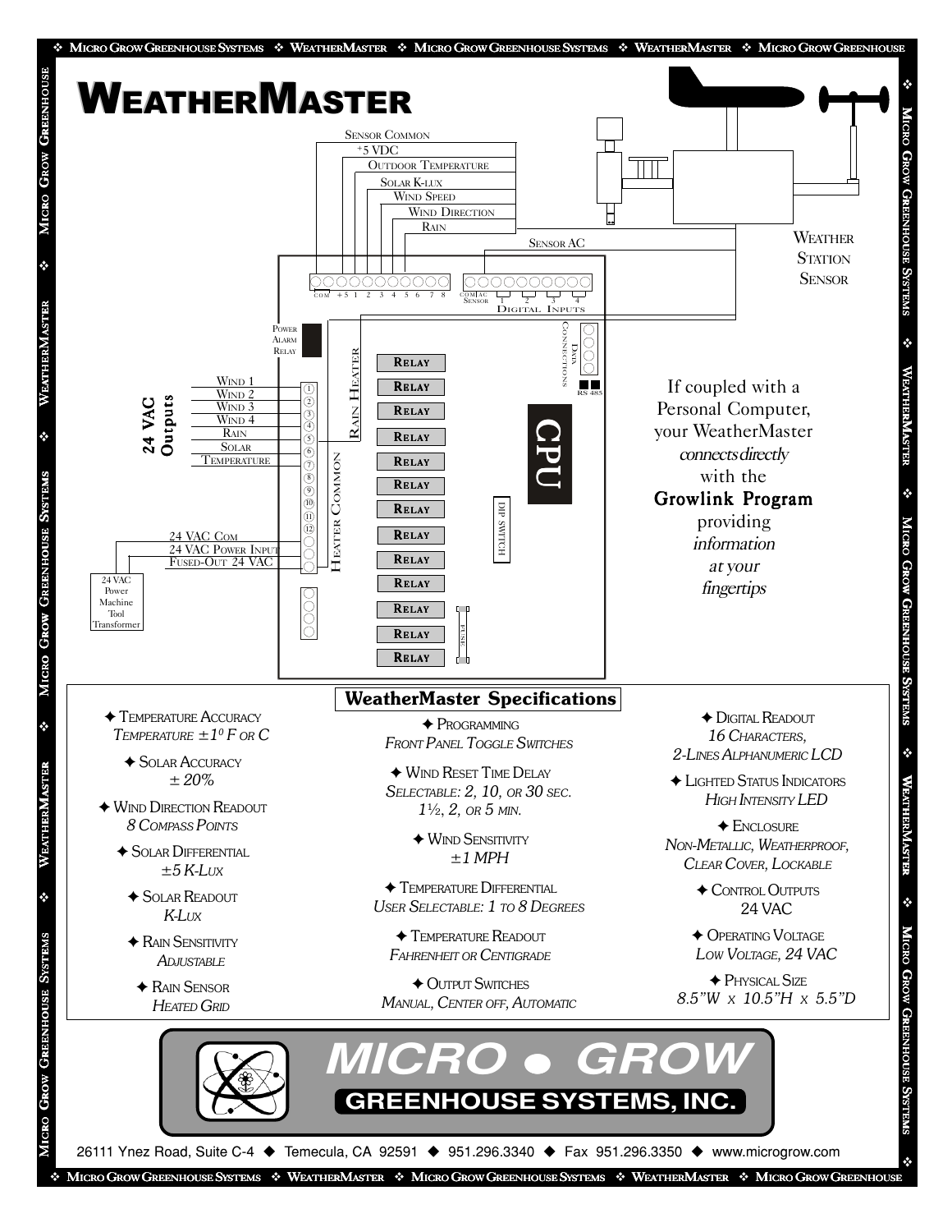# WeatherMaster

Sensor Common
+5 VDC
Outdoor Temperature
Solar K-lux
Wind Speed
Wind Direction
Rain
Sensor AC

Weather Station Sensor

COM +5 1 2 3 4 5 6 7 8
COM AC SENSOR 1 2 3 4
Digital Inputs

Power Alarm Relay

Data Connections
RS 485

Rain Heater
Heater Common

24 VAC Outputs
Wind 1
Wind 2
Wind 3
Wind 4
Rain
Solar
Temperature

24 VAC Com
24 VAC Power Input
Fused-Out 24 VAC

24 VAC Power Machine Tool Transformer

Relay
Relay
Relay
Relay
Relay
Relay
Relay
Relay
Relay
Relay
Relay
Relay
Relay

CPU
DIP SWITCH
FUSE

If coupled with a Personal Computer, your WeatherMaster *connects directly* with the **Growlink Program** providing *information at your fingertips*

## WeatherMaster Specifications

- Temperature Accuracy
  *Temperature ±1° F or C*
- Solar Accuracy
  *± 20%*
- Wind Direction Readout
  *8 Compass Points*
- Solar Differential
  *±5 K-Lux*
- Solar Readout
  *K-Lux*
- Rain Sensitivity
  *Adjustable*
- Rain Sensor
  *Heated Grid*
- Programming
  *Front Panel Toggle Switches*
- Wind Reset Time Delay
  *Selectable: 2, 10, or 30 sec. 1½, 2, or 5 min.*
- Wind Sensitivity
  *±1 MPH*
- Temperature Differential
  *User Selectable: 1 to 8 Degrees*
- Temperature Readout
  *Fahrenheit or Centigrade*
- Output Switches
  *Manual, Center off, Automatic*
- Digital Readout
  *16 Characters, 2-Lines Alphanumeric LCD*
- Lighted Status Indicators
  *High Intensity LED*
- Enclosure
  *Non-Metallic, Weatherproof, Clear Cover, Lockable*
- Control Outputs
  24 VAC
- Operating Voltage
  *Low Voltage, 24 VAC*
- Physical Size
  *8.5"W x 10.5"H x 5.5"D*

**MICRO • GROW**
**GREENHOUSE SYSTEMS, INC.**

26111 Ynez Road, Suite C-4 ◆ Temecula, CA 92591 ◆ 951.296.3340 ◆ Fax 951.296.3350 ◆ www.microgrow.com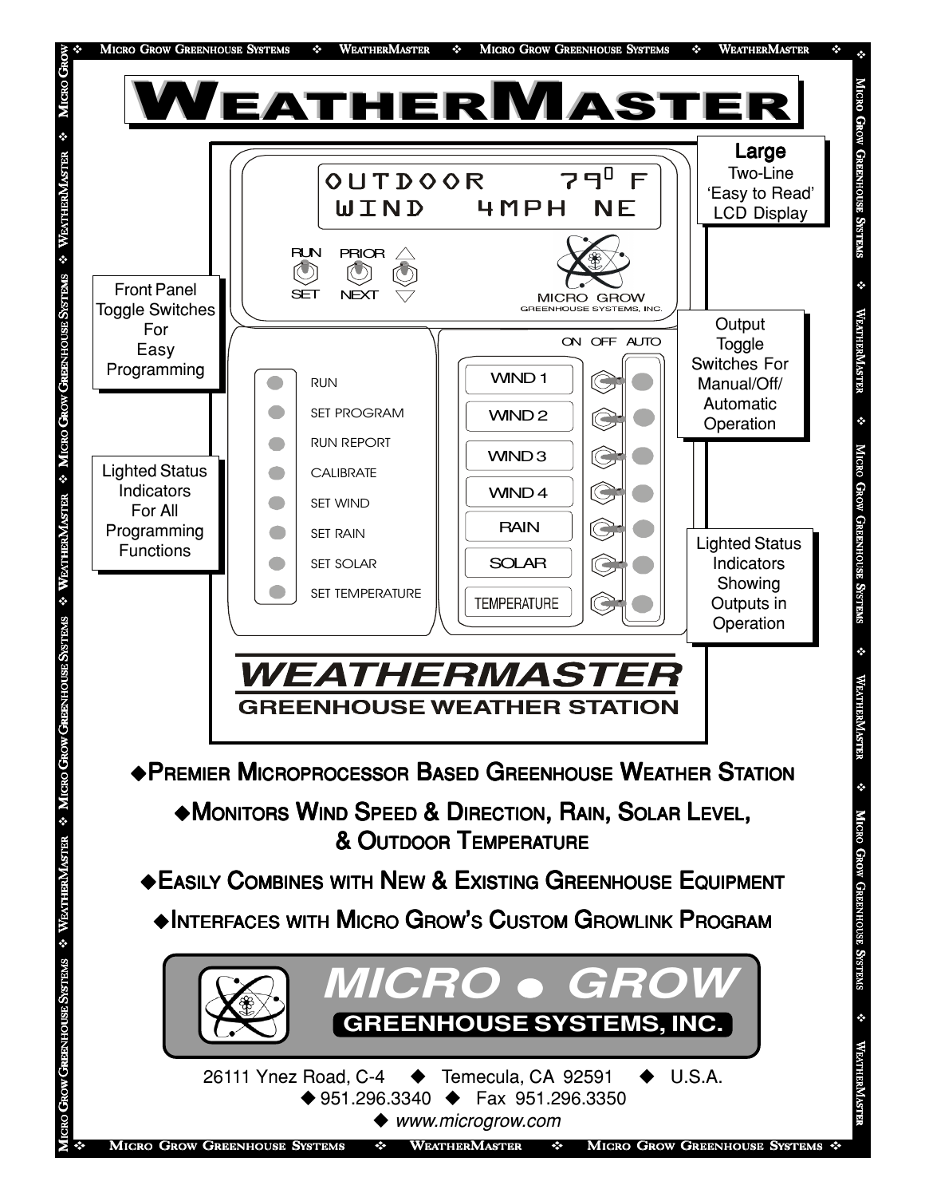# WEATHERMASTER

OUTDOOR 79° F
WIND 4MPH NE

RUN / SET — PRIOR / NEXT — △ / ▽

MICRO GROW
GREENHOUSE SYSTEMS, INC.

**Large**
Two-Line
'Easy to Read'
LCD Display

Front Panel
Toggle Switches
For
Easy
Programming

Lighted Status
Indicators
For All
Programming
Functions

- RUN
- SET PROGRAM
- RUN REPORT
- CALIBRATE
- SET WIND
- SET RAIN
- SET SOLAR
- SET TEMPERATURE

ON OFF AUTO

- WIND 1
- WIND 2
- WIND 3
- WIND 4
- RAIN
- SOLAR
- TEMPERATURE

Output
Toggle
Switches For
Manual/Off/
Automatic
Operation

Lighted Status
Indicators
Showing
Outputs in
Operation

## WEATHERMASTER
### GREENHOUSE WEATHER STATION

◆ PREMIER MICROPROCESSOR BASED GREENHOUSE WEATHER STATION

◆ MONITORS WIND SPEED & DIRECTION, RAIN, SOLAR LEVEL, & OUTDOOR TEMPERATURE

◆ EASILY COMBINES WITH NEW & EXISTING GREENHOUSE EQUIPMENT

◆ INTERFACES WITH MICRO GROW'S CUSTOM GROWLINK PROGRAM

## MICRO • GROW
### GREENHOUSE SYSTEMS, INC.

26111 Ynez Road, C-4 ◆ Temecula, CA 92591 ◆ U.S.A.
◆ 951.296.3340 ◆ Fax 951.296.3350
◆ *www.microgrow.com*